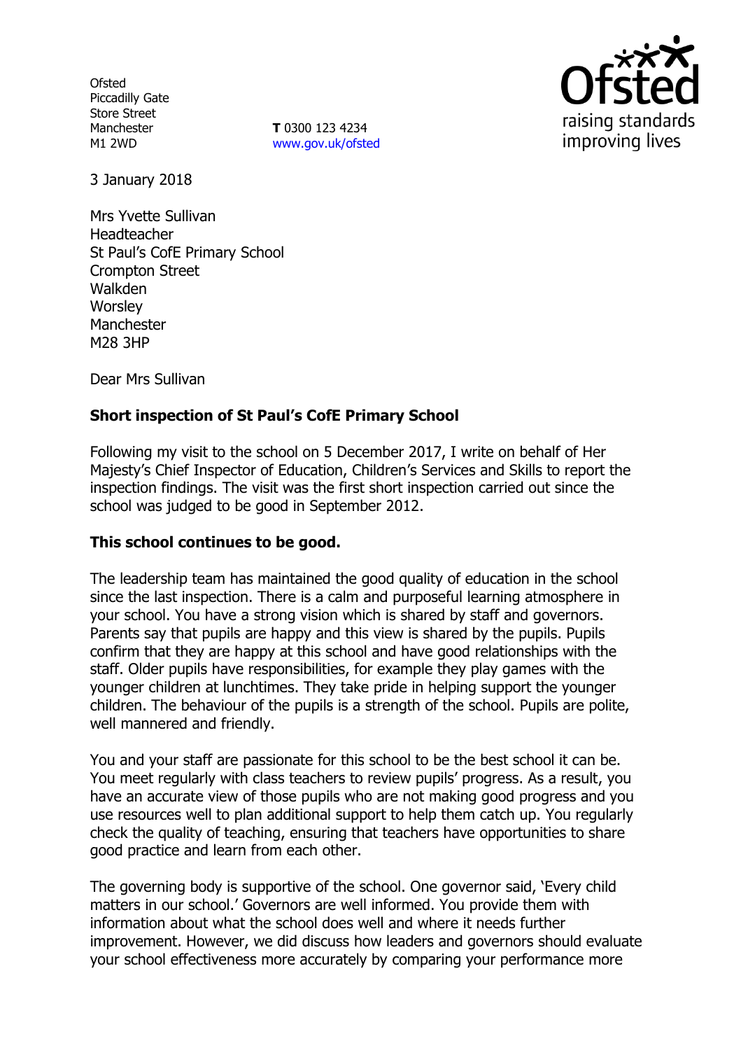Ofsted
Piccadilly Gate
Store Street
Manchester
M1 2WD

**T** 0300 123 4234
www.gov.uk/ofsted

3 January 2018

Mrs Yvette Sullivan
Headteacher
St Paul's CofE Primary School
Crompton Street
Walkden
Worsley
Manchester
M28 3HP

Dear Mrs Sullivan

**Short inspection of St Paul's CofE Primary School**

Following my visit to the school on 5 December 2017, I write on behalf of Her Majesty's Chief Inspector of Education, Children's Services and Skills to report the inspection findings. The visit was the first short inspection carried out since the school was judged to be good in September 2012.

**This school continues to be good.**

The leadership team has maintained the good quality of education in the school since the last inspection. There is a calm and purposeful learning atmosphere in your school. You have a strong vision which is shared by staff and governors. Parents say that pupils are happy and this view is shared by the pupils. Pupils confirm that they are happy at this school and have good relationships with the staff. Older pupils have responsibilities, for example they play games with the younger children at lunchtimes. They take pride in helping support the younger children. The behaviour of the pupils is a strength of the school. Pupils are polite, well mannered and friendly.

You and your staff are passionate for this school to be the best school it can be. You meet regularly with class teachers to review pupils' progress. As a result, you have an accurate view of those pupils who are not making good progress and you use resources well to plan additional support to help them catch up. You regularly check the quality of teaching, ensuring that teachers have opportunities to share good practice and learn from each other.

The governing body is supportive of the school. One governor said, 'Every child matters in our school.' Governors are well informed. You provide them with information about what the school does well and where it needs further improvement. However, we did discuss how leaders and governors should evaluate your school effectiveness more accurately by comparing your performance more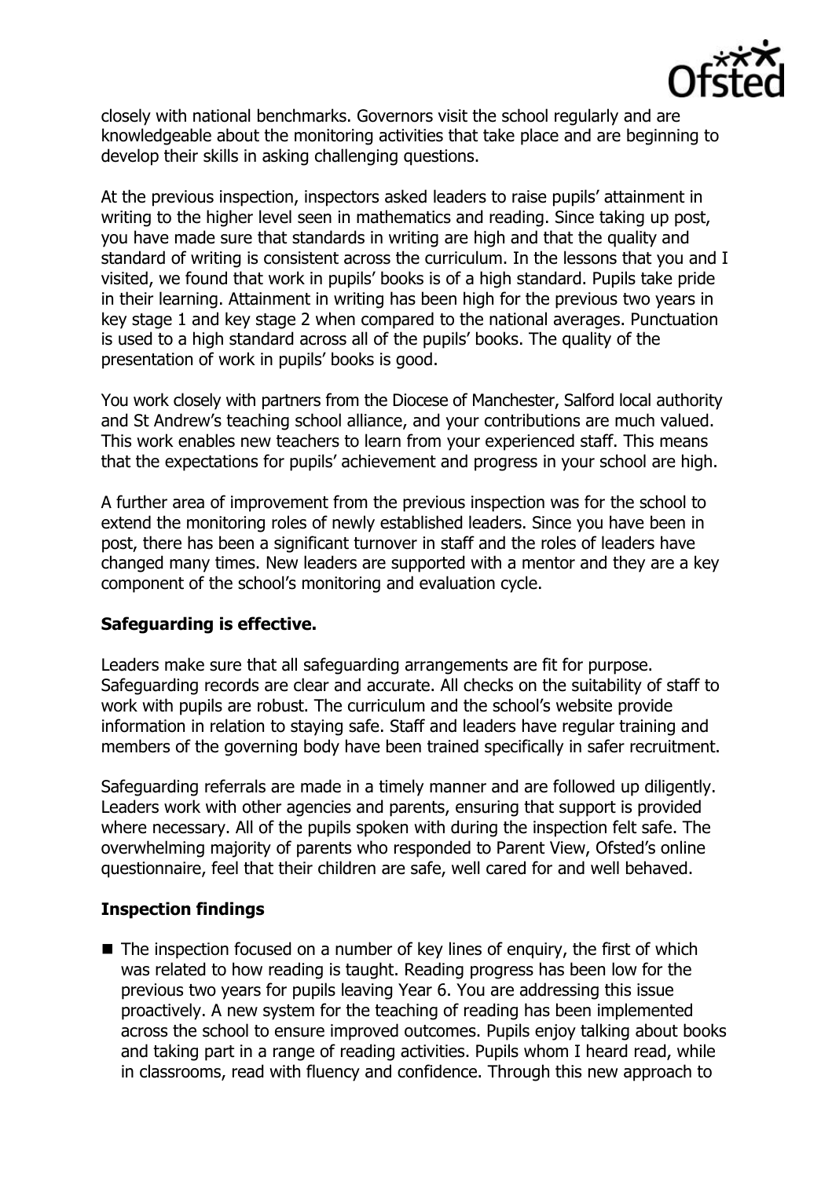closely with national benchmarks. Governors visit the school regularly and are knowledgeable about the monitoring activities that take place and are beginning to develop their skills in asking challenging questions.

At the previous inspection, inspectors asked leaders to raise pupils' attainment in writing to the higher level seen in mathematics and reading. Since taking up post, you have made sure that standards in writing are high and that the quality and standard of writing is consistent across the curriculum. In the lessons that you and I visited, we found that work in pupils' books is of a high standard. Pupils take pride in their learning. Attainment in writing has been high for the previous two years in key stage 1 and key stage 2 when compared to the national averages. Punctuation is used to a high standard across all of the pupils' books. The quality of the presentation of work in pupils' books is good.

You work closely with partners from the Diocese of Manchester, Salford local authority and St Andrew's teaching school alliance, and your contributions are much valued. This work enables new teachers to learn from your experienced staff. This means that the expectations for pupils' achievement and progress in your school are high.

A further area of improvement from the previous inspection was for the school to extend the monitoring roles of newly established leaders. Since you have been in post, there has been a significant turnover in staff and the roles of leaders have changed many times. New leaders are supported with a mentor and they are a key component of the school's monitoring and evaluation cycle.

## Safeguarding is effective.

Leaders make sure that all safeguarding arrangements are fit for purpose. Safeguarding records are clear and accurate. All checks on the suitability of staff to work with pupils are robust. The curriculum and the school's website provide information in relation to staying safe. Staff and leaders have regular training and members of the governing body have been trained specifically in safer recruitment.

Safeguarding referrals are made in a timely manner and are followed up diligently. Leaders work with other agencies and parents, ensuring that support is provided where necessary. All of the pupils spoken with during the inspection felt safe. The overwhelming majority of parents who responded to Parent View, Ofsted's online questionnaire, feel that their children are safe, well cared for and well behaved.

## Inspection findings

- The inspection focused on a number of key lines of enquiry, the first of which was related to how reading is taught. Reading progress has been low for the previous two years for pupils leaving Year 6. You are addressing this issue proactively. A new system for the teaching of reading has been implemented across the school to ensure improved outcomes. Pupils enjoy talking about books and taking part in a range of reading activities. Pupils whom I heard read, while in classrooms, read with fluency and confidence. Through this new approach to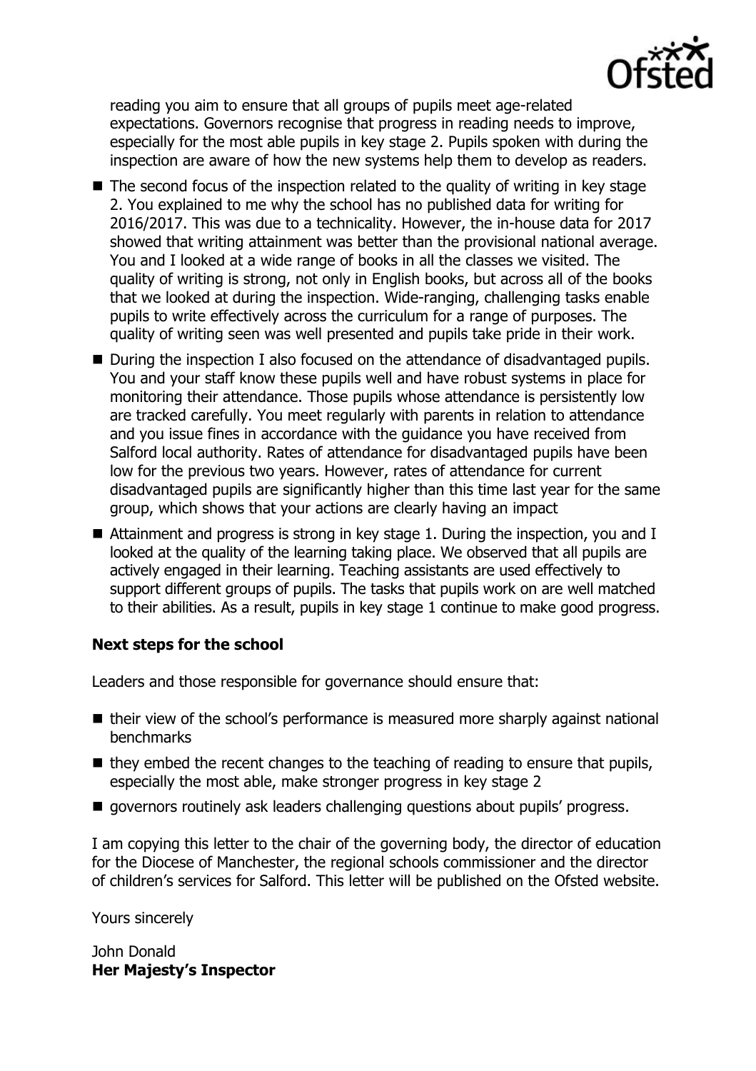reading you aim to ensure that all groups of pupils meet age-related expectations. Governors recognise that progress in reading needs to improve, especially for the most able pupils in key stage 2. Pupils spoken with during the inspection are aware of how the new systems help them to develop as readers.

- The second focus of the inspection related to the quality of writing in key stage 2. You explained to me why the school has no published data for writing for 2016/2017. This was due to a technicality. However, the in-house data for 2017 showed that writing attainment was better than the provisional national average. You and I looked at a wide range of books in all the classes we visited. The quality of writing is strong, not only in English books, but across all of the books that we looked at during the inspection. Wide-ranging, challenging tasks enable pupils to write effectively across the curriculum for a range of purposes. The quality of writing seen was well presented and pupils take pride in their work.
- During the inspection I also focused on the attendance of disadvantaged pupils. You and your staff know these pupils well and have robust systems in place for monitoring their attendance. Those pupils whose attendance is persistently low are tracked carefully. You meet regularly with parents in relation to attendance and you issue fines in accordance with the guidance you have received from Salford local authority. Rates of attendance for disadvantaged pupils have been low for the previous two years. However, rates of attendance for current disadvantaged pupils are significantly higher than this time last year for the same group, which shows that your actions are clearly having an impact
- Attainment and progress is strong in key stage 1. During the inspection, you and I looked at the quality of the learning taking place. We observed that all pupils are actively engaged in their learning. Teaching assistants are used effectively to support different groups of pupils. The tasks that pupils work on are well matched to their abilities. As a result, pupils in key stage 1 continue to make good progress.

### Next steps for the school

Leaders and those responsible for governance should ensure that:

- their view of the school's performance is measured more sharply against national benchmarks
- they embed the recent changes to the teaching of reading to ensure that pupils, especially the most able, make stronger progress in key stage 2
- governors routinely ask leaders challenging questions about pupils' progress.

I am copying this letter to the chair of the governing body, the director of education for the Diocese of Manchester, the regional schools commissioner and the director of children's services for Salford. This letter will be published on the Ofsted website.

Yours sincerely

John Donald
**Her Majesty's Inspector**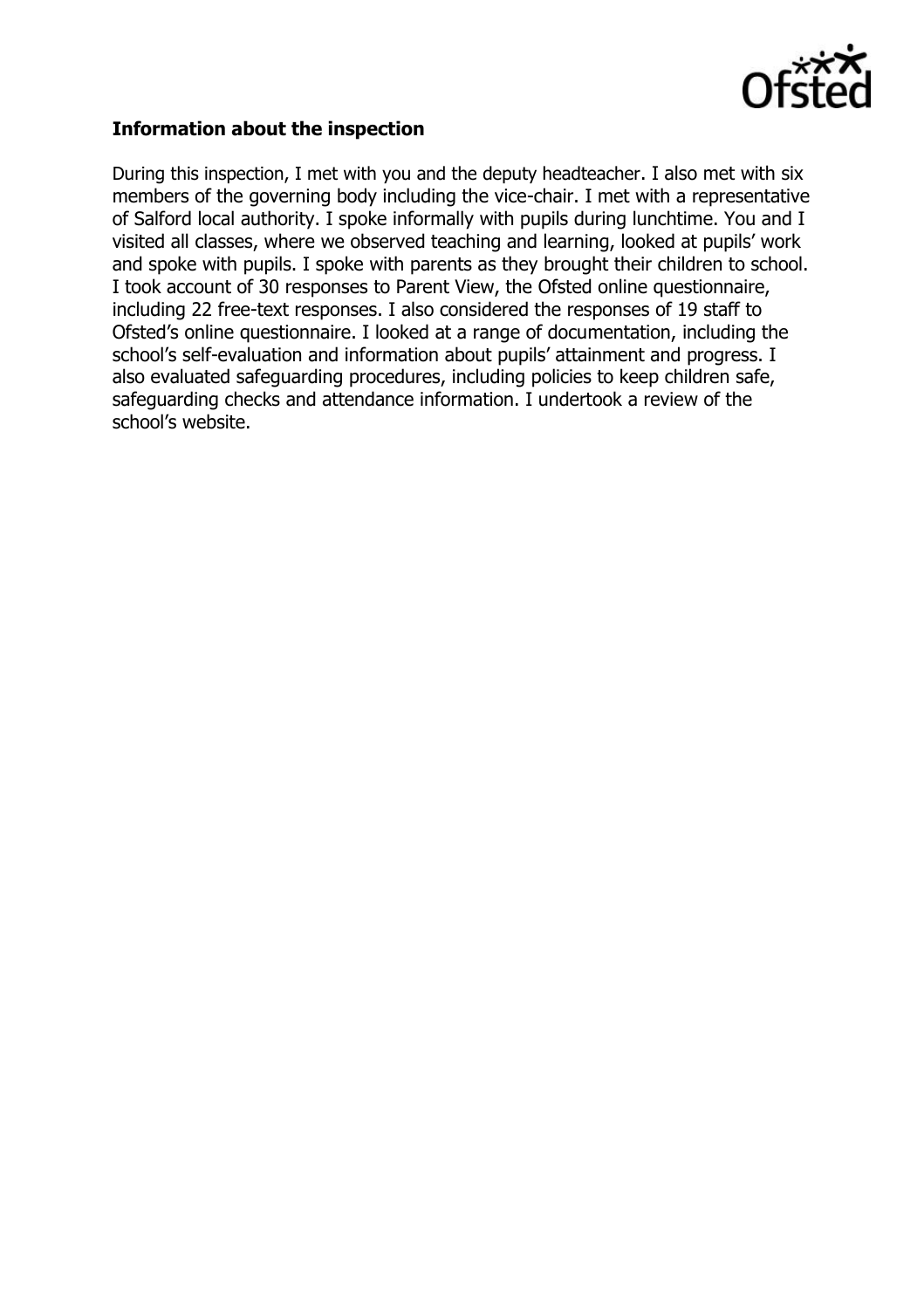**Information about the inspection**

During this inspection, I met with you and the deputy headteacher. I also met with six members of the governing body including the vice-chair. I met with a representative of Salford local authority. I spoke informally with pupils during lunchtime. You and I visited all classes, where we observed teaching and learning, looked at pupils' work and spoke with pupils. I spoke with parents as they brought their children to school. I took account of 30 responses to Parent View, the Ofsted online questionnaire, including 22 free-text responses. I also considered the responses of 19 staff to Ofsted's online questionnaire. I looked at a range of documentation, including the school's self-evaluation and information about pupils' attainment and progress. I also evaluated safeguarding procedures, including policies to keep children safe, safeguarding checks and attendance information. I undertook a review of the school's website.